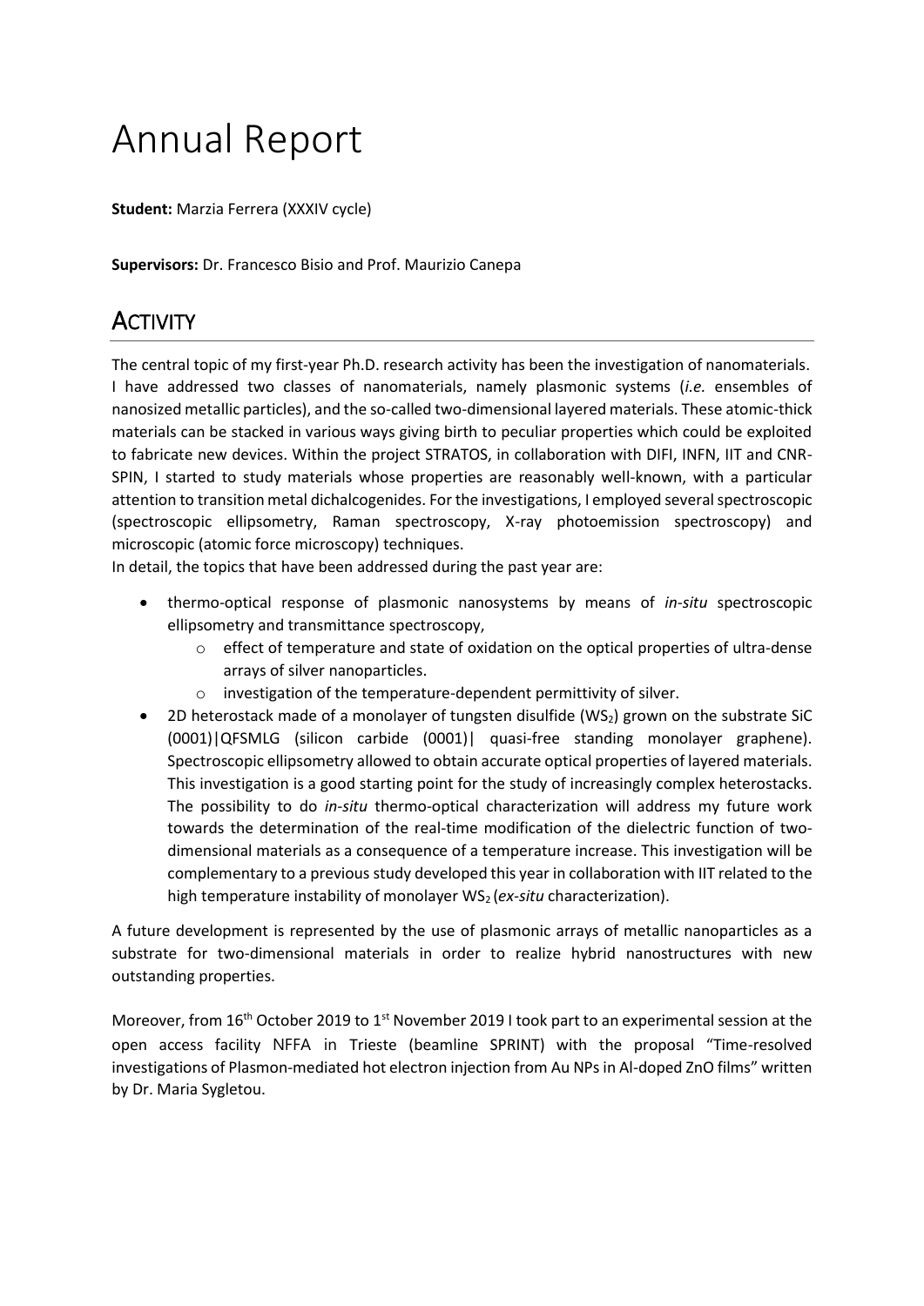# Annual Report

**Student:** Marzia Ferrera (XXXIV cycle)

**Supervisors:** Dr. Francesco Bisio and Prof. Maurizio Canepa

## Activity

The central topic of my first-year Ph.D. research activity has been the investigation of nanomaterials. I have addressed two classes of nanomaterials, namely plasmonic systems (*i.e.* ensembles of nanosized metallic particles), and the so-called two-dimensional layered materials. These atomic-thick materials can be stacked in various ways giving birth to peculiar properties which could be exploited to fabricate new devices. Within the project STRATOS, in collaboration with DIFI, INFN, IIT and CNR-SPIN, I started to study materials whose properties are reasonably well-known, with a particular attention to transition metal dichalcogenides. For the investigations, I employed several spectroscopic (spectroscopic ellipsometry, Raman spectroscopy, X-ray photoemission spectroscopy) and microscopic (atomic force microscopy) techniques.

In detail, the topics that have been addressed during the past year are:

- thermo-optical response of plasmonic nanosystems by means of *in-situ* spectroscopic ellipsometry and transmittance spectroscopy,
    - effect of temperature and state of oxidation on the optical properties of ultra-dense arrays of silver nanoparticles.
    - investigation of the temperature-dependent permittivity of silver.
- 2D heterostack made of a monolayer of tungsten disulfide ($WS_2$) grown on the substrate SiC (0001)|QFSMLG (silicon carbide (0001)| quasi-free standing monolayer graphene). Spectroscopic ellipsometry allowed to obtain accurate optical properties of layered materials. This investigation is a good starting point for the study of increasingly complex heterostacks. The possibility to do *in-situ* thermo-optical characterization will address my future work towards the determination of the real-time modification of the dielectric function of two-dimensional materials as a consequence of a temperature increase. This investigation will be complementary to a previous study developed this year in collaboration with IIT related to the high temperature instability of monolayer $WS_2$ (*ex-situ* characterization).

A future development is represented by the use of plasmonic arrays of metallic nanoparticles as a substrate for two-dimensional materials in order to realize hybrid nanostructures with new outstanding properties.

Moreover, from 16th October 2019 to 1st November 2019 I took part to an experimental session at the open access facility NFFA in Trieste (beamline SPRINT) with the proposal “Time-resolved investigations of Plasmon-mediated hot electron injection from Au NPs in Al-doped ZnO films” written by Dr. Maria Sygletou.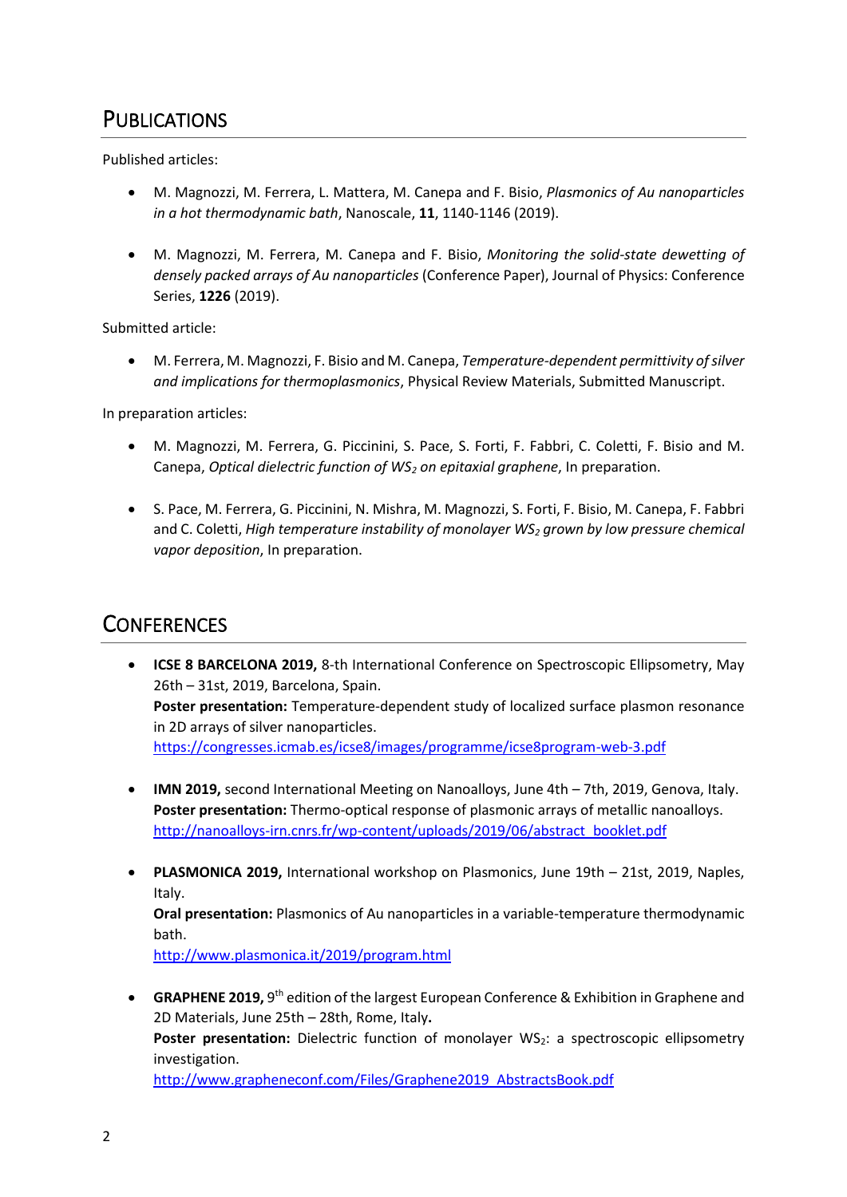# Publications

Published articles:

- M. Magnozzi, M. Ferrera, L. Mattera, M. Canepa and F. Bisio, *Plasmonics of Au nanoparticles in a hot thermodynamic bath*, Nanoscale, **11**, 1140-1146 (2019).

- M. Magnozzi, M. Ferrera, M. Canepa and F. Bisio, *Monitoring the solid-state dewetting of densely packed arrays of Au nanoparticles* (Conference Paper), Journal of Physics: Conference Series, **1226** (2019).

Submitted article:

- M. Ferrera, M. Magnozzi, F. Bisio and M. Canepa, *Temperature-dependent permittivity of silver and implications for thermoplasmonics*, Physical Review Materials, Submitted Manuscript.

In preparation articles:

- M. Magnozzi, M. Ferrera, G. Piccinini, S. Pace, S. Forti, F. Fabbri, C. Coletti, F. Bisio and M. Canepa, *Optical dielectric function of $WS_2$ on epitaxial graphene*, In preparation.

- S. Pace, M. Ferrera, G. Piccinini, N. Mishra, M. Magnozzi, S. Forti, F. Bisio, M. Canepa, F. Fabbri and C. Coletti, *High temperature instability of monolayer $WS_2$ grown by low pressure chemical vapor deposition*, In preparation.

# Conferences

- **ICSE 8 BARCELONA 2019,** 8-th International Conference on Spectroscopic Ellipsometry, May 26th – 31st, 2019, Barcelona, Spain.
  **Poster presentation:** Temperature-dependent study of localized surface plasmon resonance in 2D arrays of silver nanoparticles.
  https://congresses.icmab.es/icse8/images/programme/icse8program-web-3.pdf

- **IMN 2019,** second International Meeting on Nanoalloys, June 4th – 7th, 2019, Genova, Italy.
  **Poster presentation:** Thermo-optical response of plasmonic arrays of metallic nanoalloys.
  http://nanoalloys-irn.cnrs.fr/wp-content/uploads/2019/06/abstract_booklet.pdf

- **PLASMONICA 2019,** International workshop on Plasmonics, June 19th – 21st, 2019, Naples, Italy.
  **Oral presentation:** Plasmonics of Au nanoparticles in a variable-temperature thermodynamic bath.
  http://www.plasmonica.it/2019/program.html

- **GRAPHENE 2019,** 9th edition of the largest European Conference & Exhibition in Graphene and 2D Materials, June 25th – 28th, Rome, Italy.
  **Poster presentation:** Dielectric function of monolayer $WS_2$: a spectroscopic ellipsometry investigation.
  http://www.grapheneconf.com/Files/Graphene2019_AbstractsBook.pdf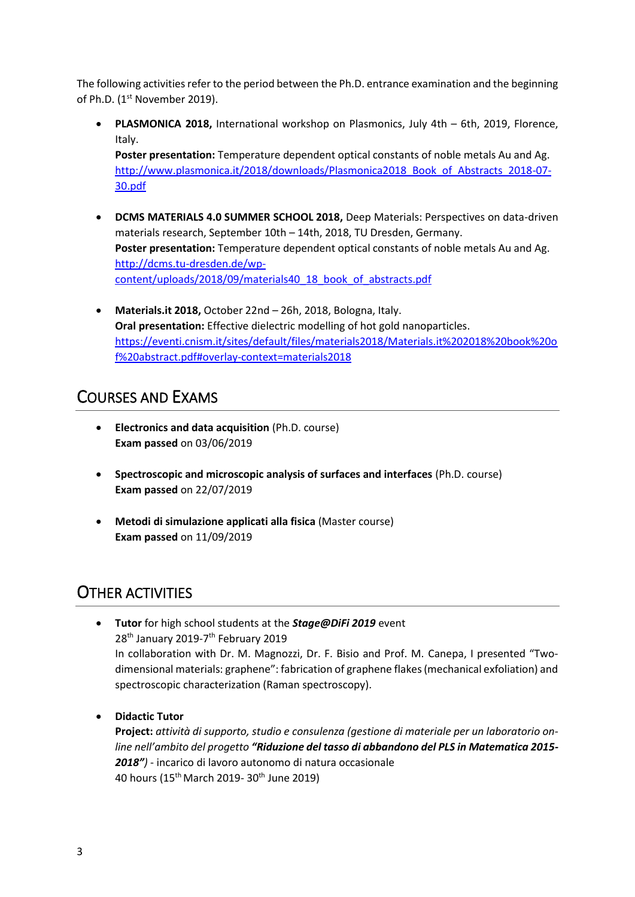The following activities refer to the period between the Ph.D. entrance examination and the beginning of Ph.D. (1st November 2019).

- **PLASMONICA 2018,** International workshop on Plasmonics, July 4th – 6th, 2019, Florence, Italy.
  **Poster presentation:** Temperature dependent optical constants of noble metals Au and Ag.
  http://www.plasmonica.it/2018/downloads/Plasmonica2018_Book_of_Abstracts_2018-07-30.pdf

- **DCMS MATERIALS 4.0 SUMMER SCHOOL 2018,** Deep Materials: Perspectives on data-driven materials research, September 10th – 14th, 2018, TU Dresden, Germany.
  **Poster presentation:** Temperature dependent optical constants of noble metals Au and Ag.
  http://dcms.tu-dresden.de/wp-content/uploads/2018/09/materials40_18_book_of_abstracts.pdf

- **Materials.it 2018,** October 22nd – 26h, 2018, Bologna, Italy.
  **Oral presentation:** Effective dielectric modelling of hot gold nanoparticles.
  https://eventi.cnism.it/sites/default/files/materials2018/Materials.it%202018%20book%20of%20abstract.pdf#overlay-context=materials2018

## Courses and Exams

- **Electronics and data acquisition** (Ph.D. course)
  **Exam passed** on 03/06/2019

- **Spectroscopic and microscopic analysis of surfaces and interfaces** (Ph.D. course)
  **Exam passed** on 22/07/2019

- **Metodi di simulazione applicati alla fisica** (Master course)
  **Exam passed** on 11/09/2019

## Other Activities

- **Tutor** for high school students at the ***Stage@DiFi 2019*** event
  28th January 2019-7th February 2019
  In collaboration with Dr. M. Magnozzi, Dr. F. Bisio and Prof. M. Canepa, I presented "Two-dimensional materials: graphene": fabrication of graphene flakes (mechanical exfoliation) and spectroscopic characterization (Raman spectroscopy).

- **Didactic Tutor**
  **Project:** *attività di supporto, studio e consulenza (gestione di materiale per un laboratorio on-line nell'ambito del progetto* ***"Riduzione del tasso di abbandono del PLS in Matematica 2015-2018")*** - incarico di lavoro autonomo di natura occasionale
  40 hours (15th March 2019- 30th June 2019)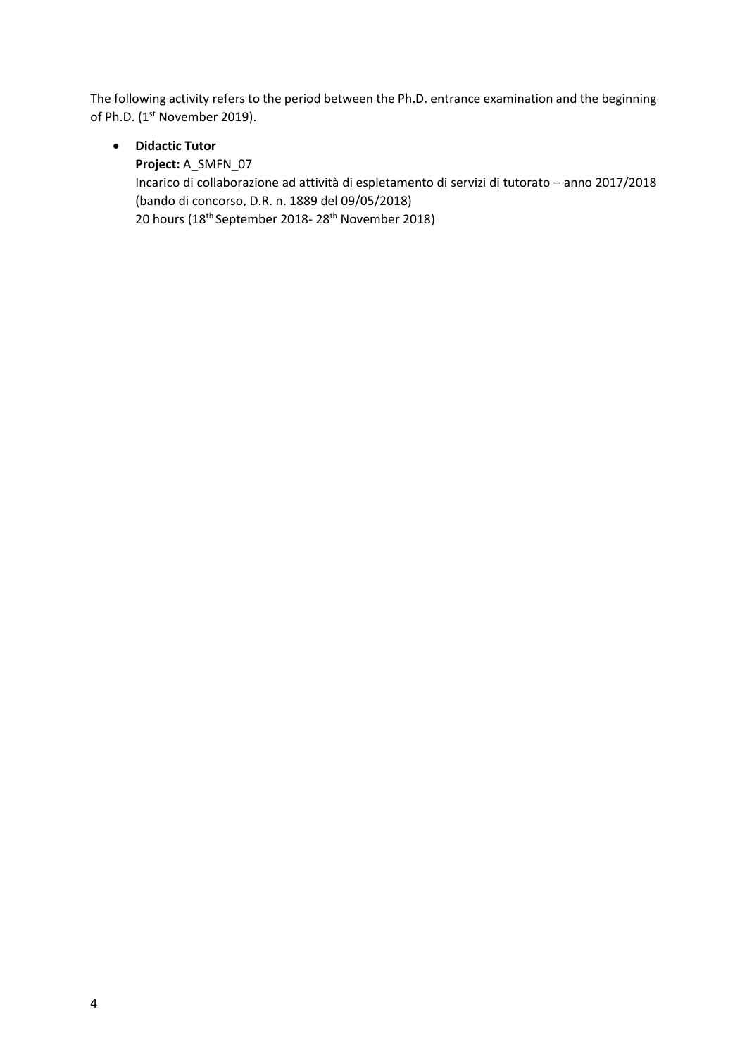The following activity refers to the period between the Ph.D. entrance examination and the beginning of Ph.D. (1st November 2019).

- **Didactic Tutor**
  **Project:** A_SMFN_07
  Incarico di collaborazione ad attività di espletamento di servizi di tutorato – anno 2017/2018 (bando di concorso, D.R. n. 1889 del 09/05/2018)
  20 hours (18th September 2018- 28th November 2018)